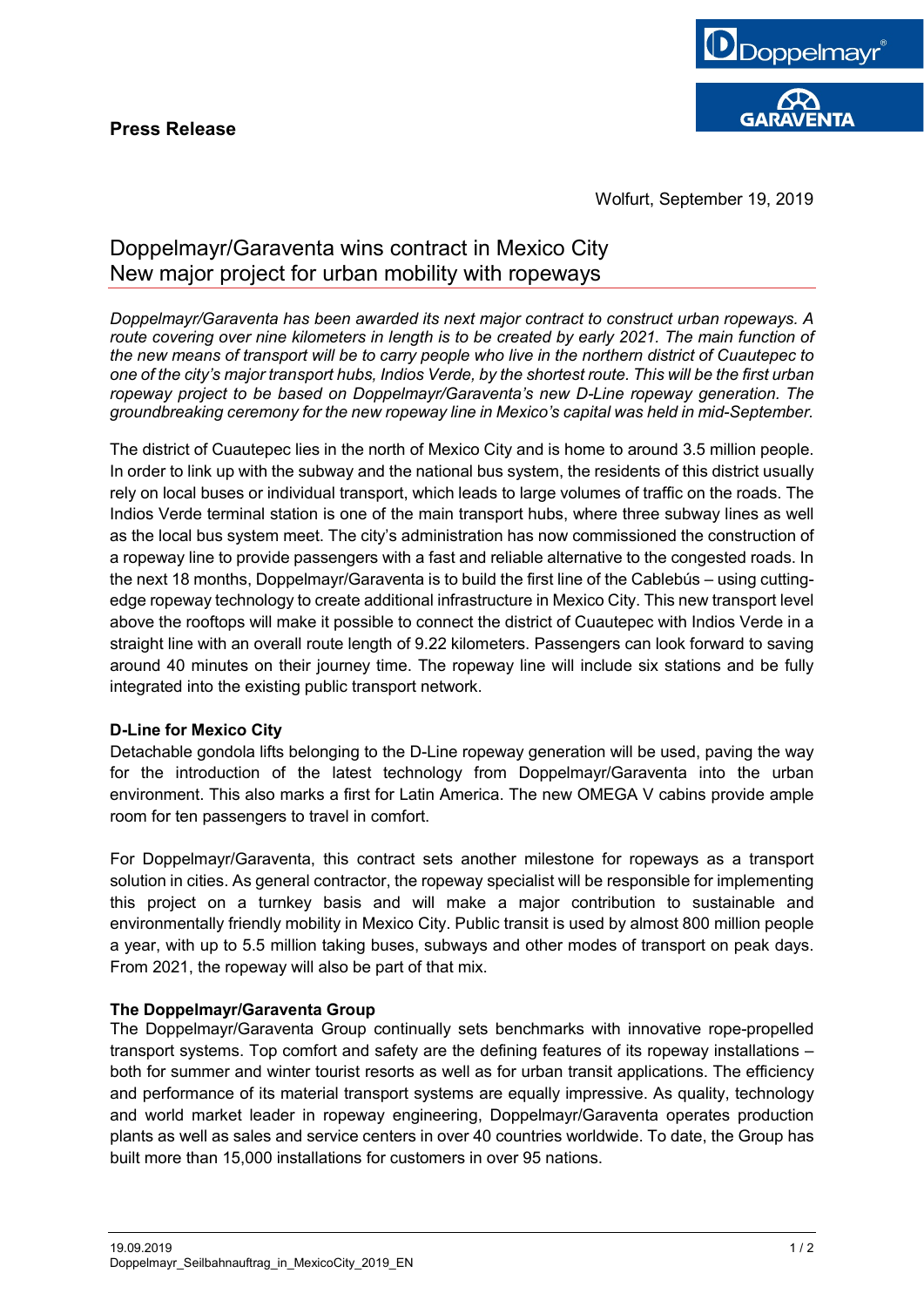**Press Release**

Wolfurt, September 19, 2019

# Doppelmayr/Garaventa wins contract in Mexico City
## New major project for urban mobility with ropeways

*Doppelmayr/Garaventa has been awarded its next major contract to construct urban ropeways. A route covering over nine kilometers in length is to be created by early 2021. The main function of the new means of transport will be to carry people who live in the northern district of Cuautepec to one of the city's major transport hubs, Indios Verde, by the shortest route. This will be the first urban ropeway project to be based on Doppelmayr/Garaventa's new D-Line ropeway generation. The groundbreaking ceremony for the new ropeway line in Mexico's capital was held in mid-September.*

The district of Cuautepec lies in the north of Mexico City and is home to around 3.5 million people. In order to link up with the subway and the national bus system, the residents of this district usually rely on local buses or individual transport, which leads to large volumes of traffic on the roads. The Indios Verde terminal station is one of the main transport hubs, where three subway lines as well as the local bus system meet. The city's administration has now commissioned the construction of a ropeway line to provide passengers with a fast and reliable alternative to the congested roads. In the next 18 months, Doppelmayr/Garaventa is to build the first line of the Cablebús – using cutting-edge ropeway technology to create additional infrastructure in Mexico City. This new transport level above the rooftops will make it possible to connect the district of Cuautepec with Indios Verde in a straight line with an overall route length of 9.22 kilometers. Passengers can look forward to saving around 40 minutes on their journey time. The ropeway line will include six stations and be fully integrated into the existing public transport network.

**D-Line for Mexico City**

Detachable gondola lifts belonging to the D-Line ropeway generation will be used, paving the way for the introduction of the latest technology from Doppelmayr/Garaventa into the urban environment. This also marks a first for Latin America. The new OMEGA V cabins provide ample room for ten passengers to travel in comfort.

For Doppelmayr/Garaventa, this contract sets another milestone for ropeways as a transport solution in cities. As general contractor, the ropeway specialist will be responsible for implementing this project on a turnkey basis and will make a major contribution to sustainable and environmentally friendly mobility in Mexico City. Public transit is used by almost 800 million people a year, with up to 5.5 million taking buses, subways and other modes of transport on peak days. From 2021, the ropeway will also be part of that mix.

**The Doppelmayr/Garaventa Group**

The Doppelmayr/Garaventa Group continually sets benchmarks with innovative rope-propelled transport systems. Top comfort and safety are the defining features of its ropeway installations – both for summer and winter tourist resorts as well as for urban transit applications. The efficiency and performance of its material transport systems are equally impressive. As quality, technology and world market leader in ropeway engineering, Doppelmayr/Garaventa operates production plants as well as sales and service centers in over 40 countries worldwide. To date, the Group has built more than 15,000 installations for customers in over 95 nations.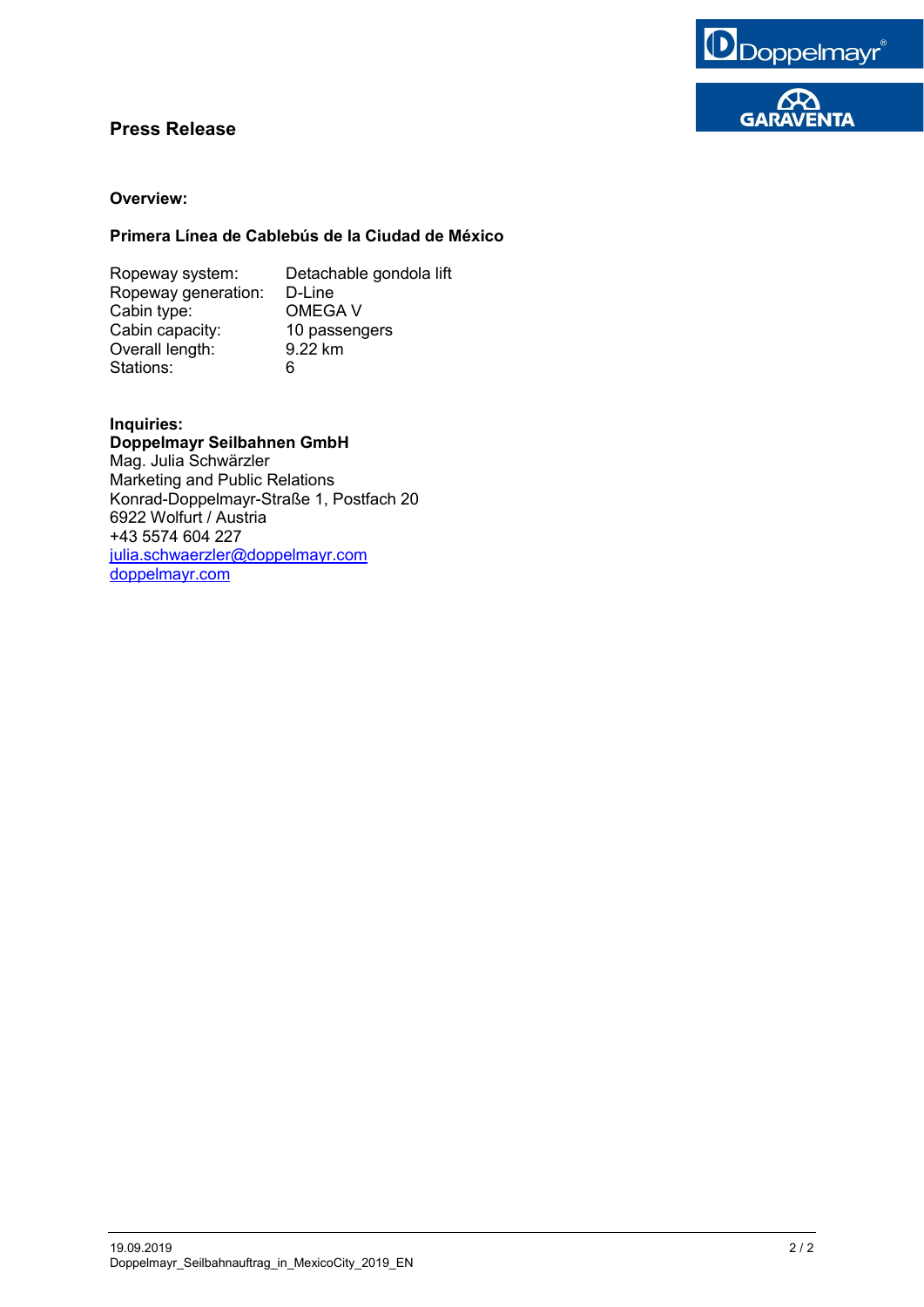## Press Release

**Overview:**

**Primera Línea de Cablebús de la Ciudad de México**

| | |
|---|---|
| Ropeway system: | Detachable gondola lift |
| Ropeway generation: | D-Line |
| Cabin type: | OMEGA V |
| Cabin capacity: | 10 passengers |
| Overall length: | 9.22 km |
| Stations: | 6 |

**Inquiries:**
**Doppelmayr Seilbahnen GmbH**
Mag. Julia Schwärzler
Marketing and Public Relations
Konrad-Doppelmayr-Straße 1, Postfach 20
6922 Wolfurt / Austria
+43 5574 604 227
julia.schwaerzler@doppelmayr.com
doppelmayr.com